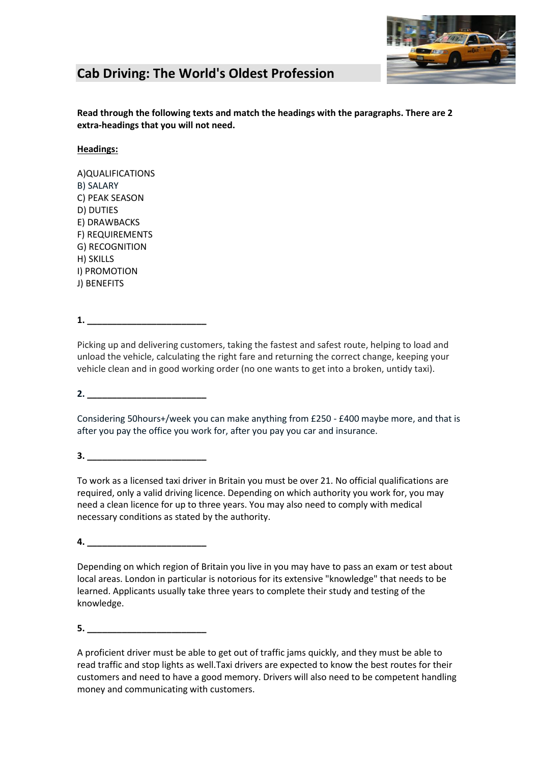## Cab Driving: The World's Oldest Profession

**Read through the following texts and match the headings with the paragraphs. There are 2 extra-headings that you will not need.**

**Headings:**

A)QUALIFICATIONS
B) SALARY
C) PEAK SEASON
D) DUTIES
E) DRAWBACKS
F) REQUIREMENTS
G) RECOGNITION
H) SKILLS
I) PROMOTION
J) BENEFITS

**1. ________________________**

Picking up and delivering customers, taking the fastest and safest route, helping to load and unload the vehicle, calculating the right fare and returning the correct change, keeping your vehicle clean and in good working order (no one wants to get into a broken, untidy taxi).

**2. ________________________**

Considering 50hours+/week you can make anything from £250 - £400 maybe more, and that is after you pay the office you work for, after you pay you car and insurance.

**3. ________________________**

To work as a licensed taxi driver in Britain you must be over 21. No official qualifications are required, only a valid driving licence. Depending on which authority you work for, you may need a clean licence for up to three years. You may also need to comply with medical necessary conditions as stated by the authority.

**4. ________________________**

Depending on which region of Britain you live in you may have to pass an exam or test about local areas. London in particular is notorious for its extensive "knowledge" that needs to be learned. Applicants usually take three years to complete their study and testing of the knowledge.

**5. ________________________**

A proficient driver must be able to get out of traffic jams quickly, and they must be able to read traffic and stop lights as well.Taxi drivers are expected to know the best routes for their customers and need to have a good memory. Drivers will also need to be competent handling money and communicating with customers.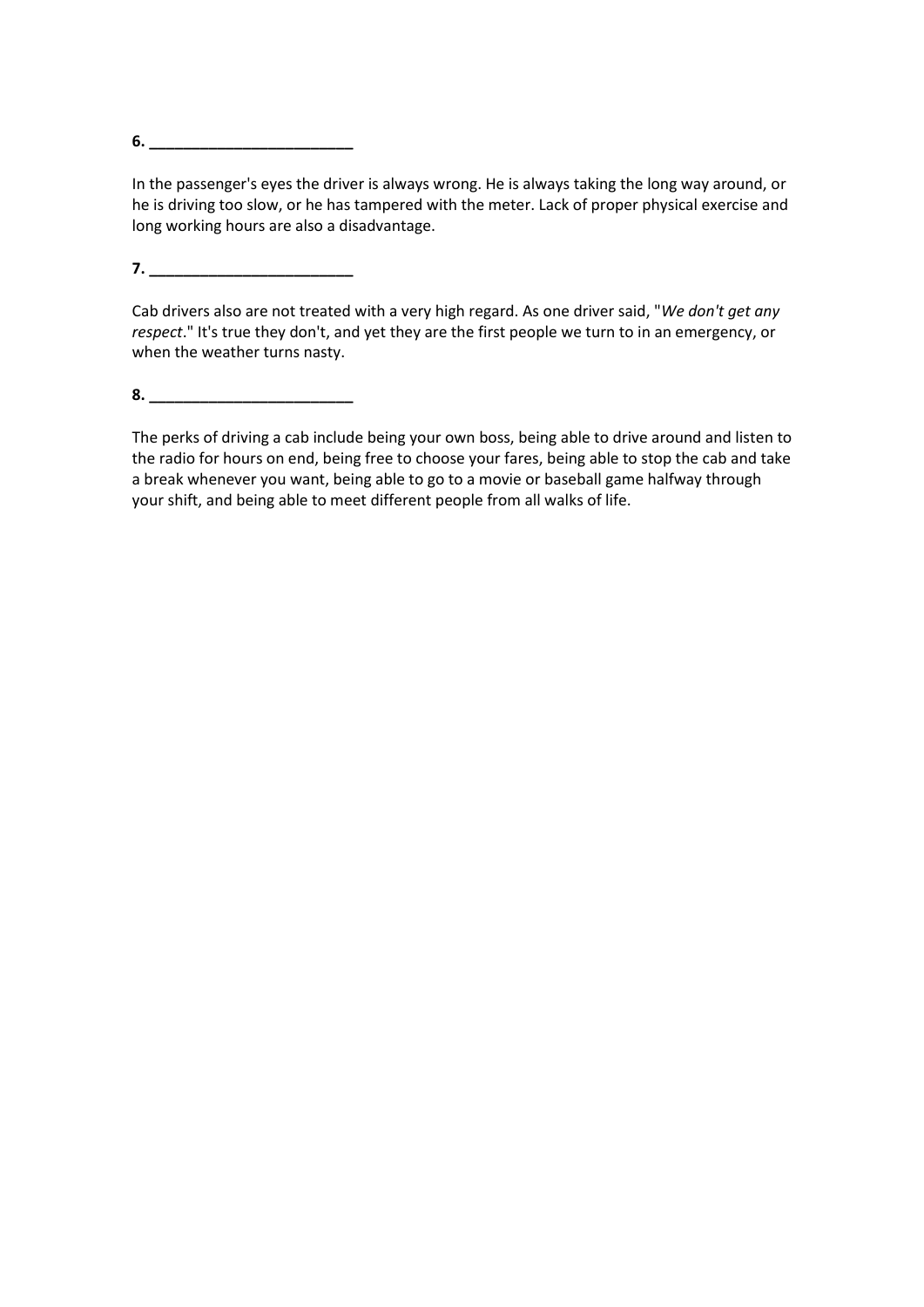**6. ________________________**

In the passenger's eyes the driver is always wrong. He is always taking the long way around, or he is driving too slow, or he has tampered with the meter. Lack of proper physical exercise and long working hours are also a disadvantage.

**7. ________________________**

Cab drivers also are not treated with a very high regard. As one driver said, "*We don't get any respect*." It's true they don't, and yet they are the first people we turn to in an emergency, or when the weather turns nasty.

**8. ________________________**

The perks of driving a cab include being your own boss, being able to drive around and listen to the radio for hours on end, being free to choose your fares, being able to stop the cab and take a break whenever you want, being able to go to a movie or baseball game halfway through your shift, and being able to meet different people from all walks of life.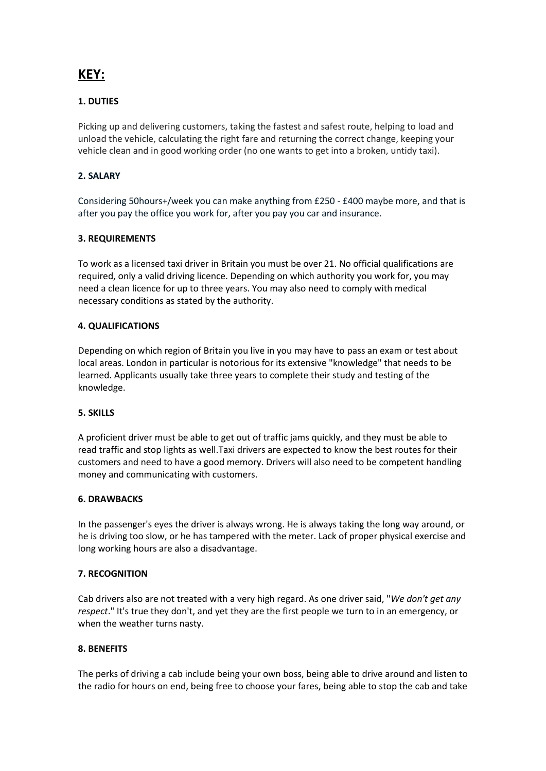# KEY:

### 1. DUTIES

Picking up and delivering customers, taking the fastest and safest route, helping to load and unload the vehicle, calculating the right fare and returning the correct change, keeping your vehicle clean and in good working order (no one wants to get into a broken, untidy taxi).

### 2. SALARY

Considering 50hours+/week you can make anything from £250 - £400 maybe more, and that is after you pay the office you work for, after you pay you car and insurance.

### 3. REQUIREMENTS

To work as a licensed taxi driver in Britain you must be over 21. No official qualifications are required, only a valid driving licence. Depending on which authority you work for, you may need a clean licence for up to three years. You may also need to comply with medical necessary conditions as stated by the authority.

### 4. QUALIFICATIONS

Depending on which region of Britain you live in you may have to pass an exam or test about local areas. London in particular is notorious for its extensive "knowledge" that needs to be learned. Applicants usually take three years to complete their study and testing of the knowledge.

### 5. SKILLS

A proficient driver must be able to get out of traffic jams quickly, and they must be able to read traffic and stop lights as well.Taxi drivers are expected to know the best routes for their customers and need to have a good memory. Drivers will also need to be competent handling money and communicating with customers.

### 6. DRAWBACKS

In the passenger's eyes the driver is always wrong. He is always taking the long way around, or he is driving too slow, or he has tampered with the meter. Lack of proper physical exercise and long working hours are also a disadvantage.

### 7. RECOGNITION

Cab drivers also are not treated with a very high regard. As one driver said, "*We don't get any respect*." It's true they don't, and yet they are the first people we turn to in an emergency, or when the weather turns nasty.

### 8. BENEFITS

The perks of driving a cab include being your own boss, being able to drive around and listen to the radio for hours on end, being free to choose your fares, being able to stop the cab and take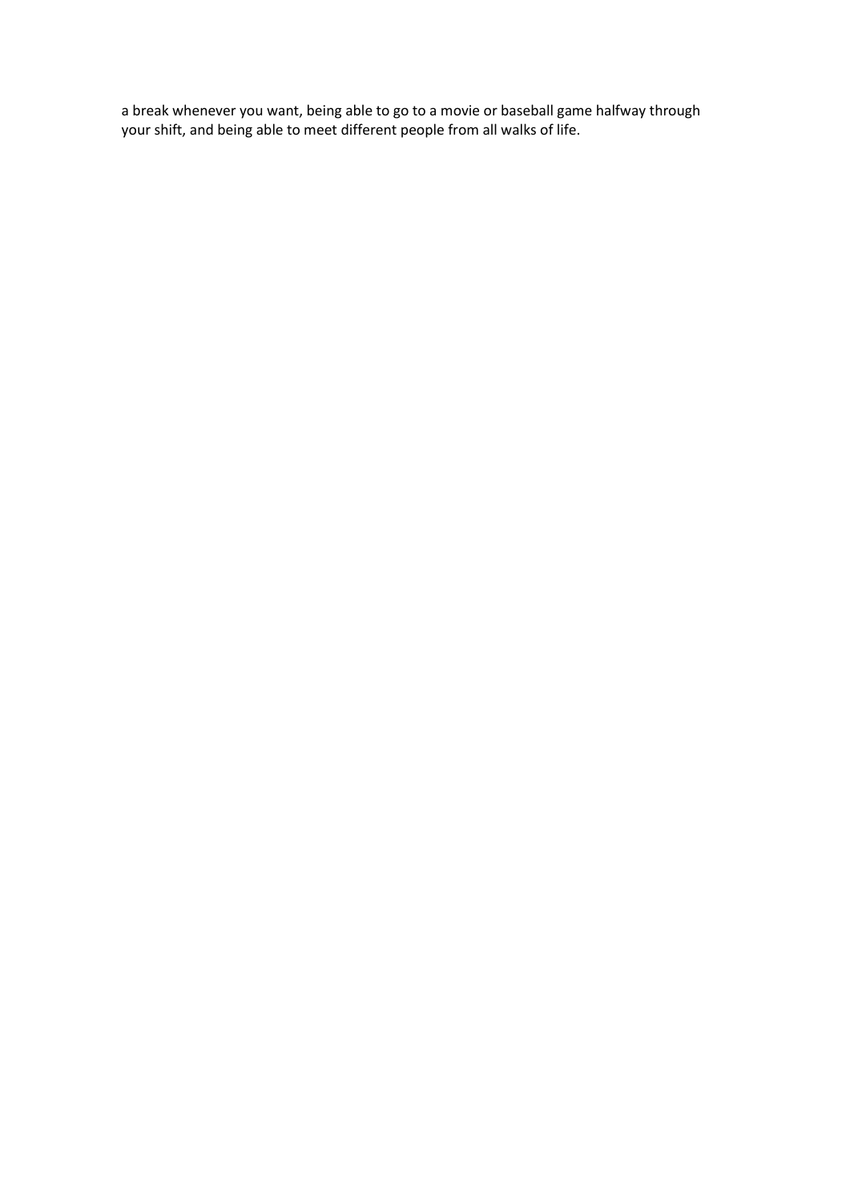a break whenever you want, being able to go to a movie or baseball game halfway through your shift, and being able to meet different people from all walks of life.